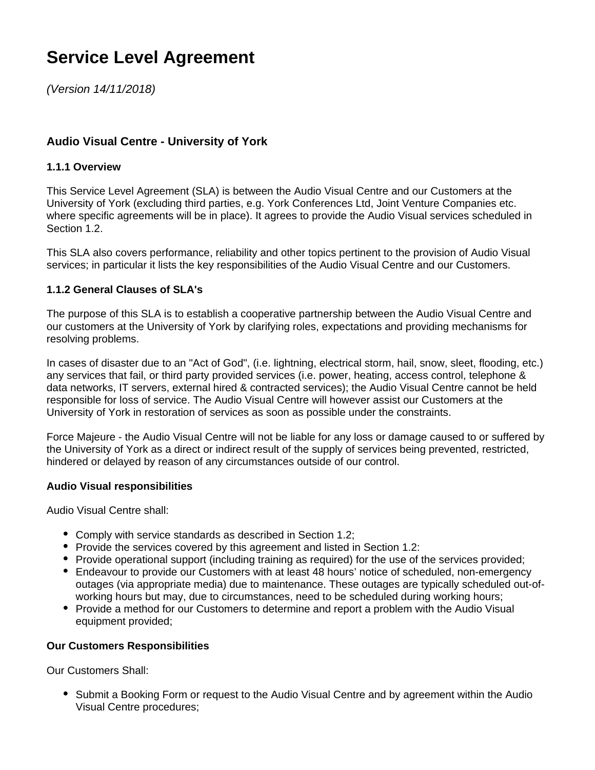# Service Level Agreement

*(Version 14/11/2018)*

### Audio Visual Centre - University of York

#### 1.1.1 Overview

This Service Level Agreement (SLA) is between the Audio Visual Centre and our Customers at the University of York (excluding third parties, e.g. York Conferences Ltd, Joint Venture Companies etc. where specific agreements will be in place). It agrees to provide the Audio Visual services scheduled in Section 1.2.

This SLA also covers performance, reliability and other topics pertinent to the provision of Audio Visual services; in particular it lists the key responsibilities of the Audio Visual Centre and our Customers.

#### 1.1.2 General Clauses of SLA's

The purpose of this SLA is to establish a cooperative partnership between the Audio Visual Centre and our customers at the University of York by clarifying roles, expectations and providing mechanisms for resolving problems.

In cases of disaster due to an "Act of God", (i.e. lightning, electrical storm, hail, snow, sleet, flooding, etc.) any services that fail, or third party provided services (i.e. power, heating, access control, telephone & data networks, IT servers, external hired & contracted services); the Audio Visual Centre cannot be held responsible for loss of service. The Audio Visual Centre will however assist our Customers at the University of York in restoration of services as soon as possible under the constraints.

Force Majeure - the Audio Visual Centre will not be liable for any loss or damage caused to or suffered by the University of York as a direct or indirect result of the supply of services being prevented, restricted, hindered or delayed by reason of any circumstances outside of our control.

#### Audio Visual responsibilities

Audio Visual Centre shall:

- Comply with service standards as described in Section 1.2;
- Provide the services covered by this agreement and listed in Section 1.2:
- Provide operational support (including training as required) for the use of the services provided;
- Endeavour to provide our Customers with at least 48 hours' notice of scheduled, non-emergency outages (via appropriate media) due to maintenance. These outages are typically scheduled out-of-working hours but may, due to circumstances, need to be scheduled during working hours;
- Provide a method for our Customers to determine and report a problem with the Audio Visual equipment provided;

#### Our Customers Responsibilities

Our Customers Shall:

- Submit a Booking Form or request to the Audio Visual Centre and by agreement within the Audio Visual Centre procedures;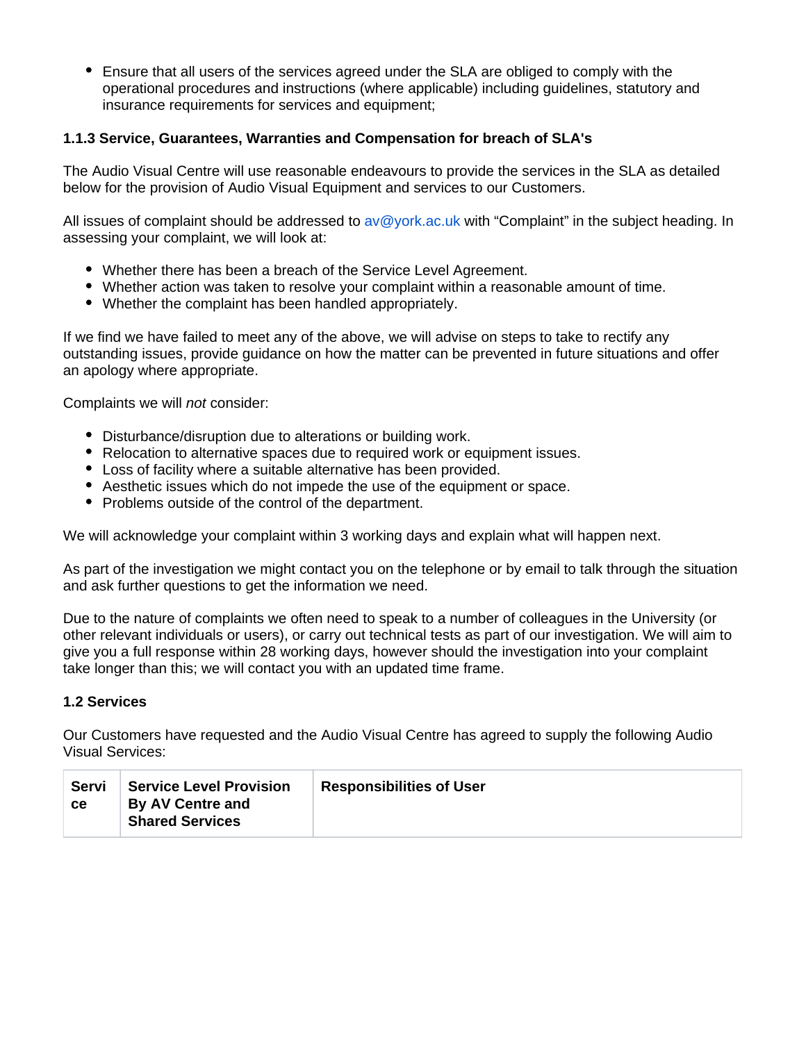- Ensure that all users of the services agreed under the SLA are obliged to comply with the operational procedures and instructions (where applicable) including guidelines, statutory and insurance requirements for services and equipment;

#### 1.1.3 Service, Guarantees, Warranties and Compensation for breach of SLA's

The Audio Visual Centre will use reasonable endeavours to provide the services in the SLA as detailed below for the provision of Audio Visual Equipment and services to our Customers.

All issues of complaint should be addressed to av@york.ac.uk with "Complaint" in the subject heading. In assessing your complaint, we will look at:

- Whether there has been a breach of the Service Level Agreement.
- Whether action was taken to resolve your complaint within a reasonable amount of time.
- Whether the complaint has been handled appropriately.

If we find we have failed to meet any of the above, we will advise on steps to take to rectify any outstanding issues, provide guidance on how the matter can be prevented in future situations and offer an apology where appropriate.

Complaints we will *not* consider:

- Disturbance/disruption due to alterations or building work.
- Relocation to alternative spaces due to required work or equipment issues.
- Loss of facility where a suitable alternative has been provided.
- Aesthetic issues which do not impede the use of the equipment or space.
- Problems outside of the control of the department.

We will acknowledge your complaint within 3 working days and explain what will happen next.

As part of the investigation we might contact you on the telephone or by email to talk through the situation and ask further questions to get the information we need.

Due to the nature of complaints we often need to speak to a number of colleagues in the University (or other relevant individuals or users), or carry out technical tests as part of our investigation. We will aim to give you a full response within 28 working days, however should the investigation into your complaint take longer than this; we will contact you with an updated time frame.

### 1.2 Services

Our Customers have requested and the Audio Visual Centre has agreed to supply the following Audio Visual Services:

| Service | Service Level Provision By AV Centre and Shared Services | Responsibilities of User |
|---|---|---|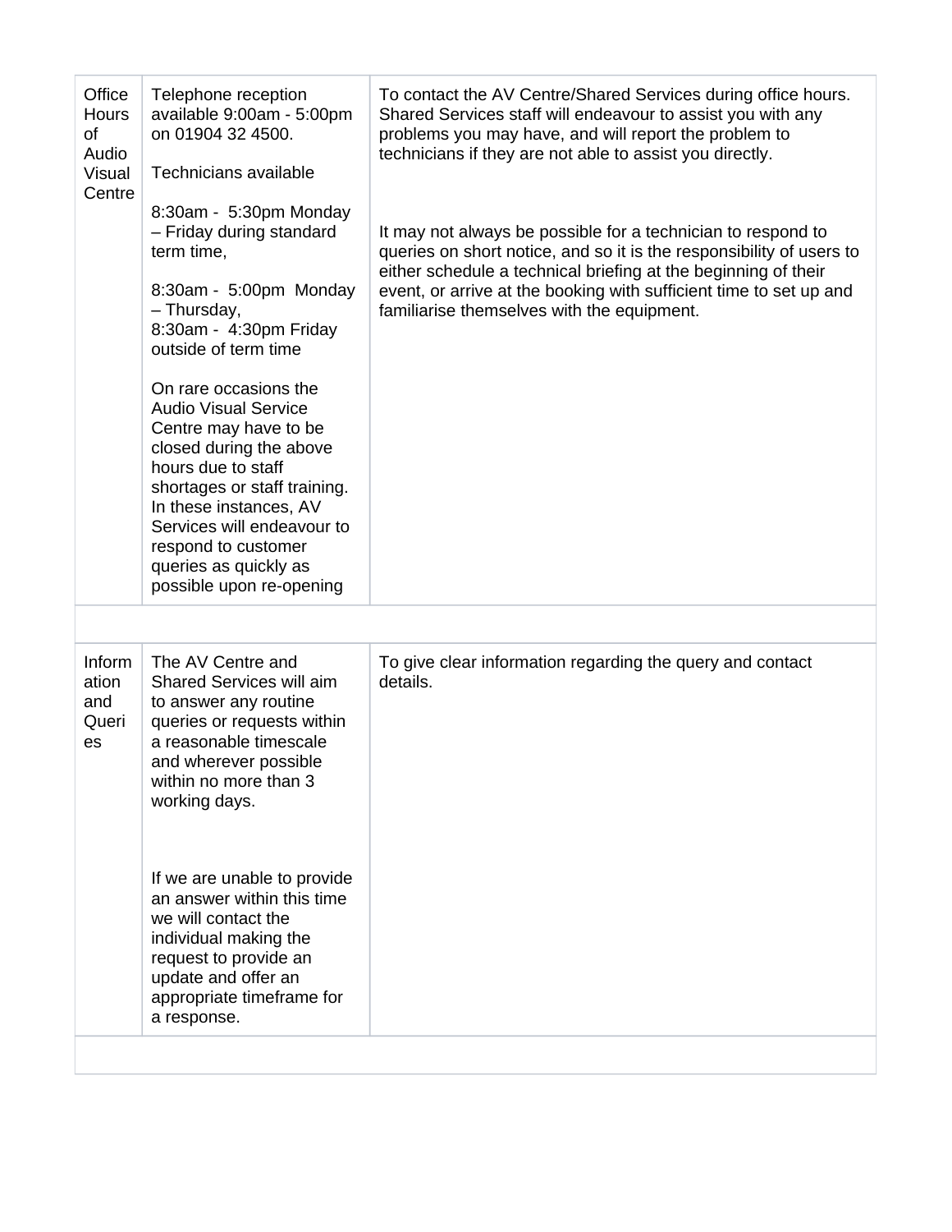| | | |
|---|---|---|
| Office Hours of Audio Visual Centre | Telephone reception available 9:00am - 5:00pm on 01904 32 4500.<br><br>Technicians available<br><br>8:30am - 5:30pm Monday – Friday during standard term time,<br><br>8:30am - 5:00pm Monday – Thursday,<br>8:30am - 4:30pm Friday outside of term time<br><br>On rare occasions the Audio Visual Service Centre may have to be closed during the above hours due to staff shortages or staff training. In these instances, AV Services will endeavour to respond to customer queries as quickly as possible upon re-opening | To contact the AV Centre/Shared Services during office hours. Shared Services staff will endeavour to assist you with any problems you may have, and will report the problem to technicians if they are not able to assist you directly.<br><br>It may not always be possible for a technician to respond to queries on short notice, and so it is the responsibility of users to either schedule a technical briefing at the beginning of their event, or arrive at the booking with sufficient time to set up and familiarise themselves with the equipment. |
| | | |
| Information and Queries | The AV Centre and Shared Services will aim to answer any routine queries or requests within a reasonable timescale and wherever possible within no more than 3 working days.<br><br>If we are unable to provide an answer within this time we will contact the individual making the request to provide an update and offer an appropriate timeframe for a response. | To give clear information regarding the query and contact details. |
| | | |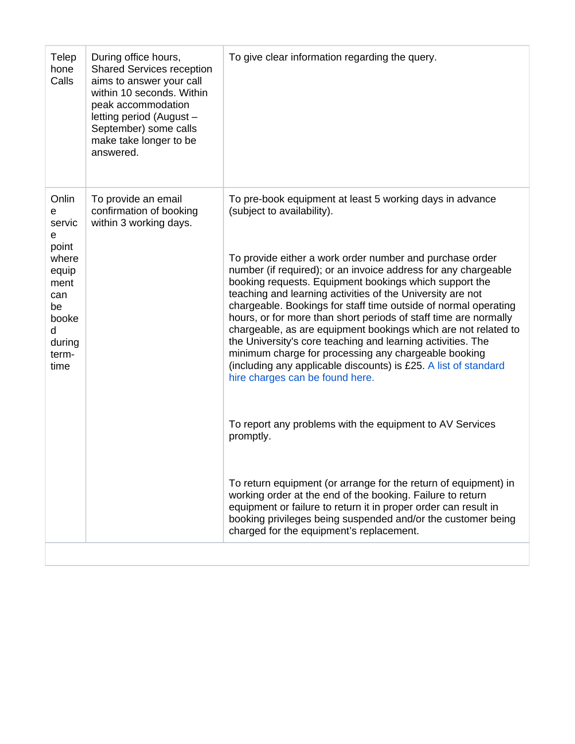| | | |
|---|---|---|
| Telephone Calls | During office hours, Shared Services reception aims to answer your call within 10 seconds. Within peak accommodation letting period (August – September) some calls make take longer to be answered. | To give clear information regarding the query. |
| Online service point where equipment can be booked during term-time | To provide an email confirmation of booking within 3 working days. | To pre-book equipment at least 5 working days in advance (subject to availability).<br><br>To provide either a work order number and purchase order number (if required); or an invoice address for any chargeable booking requests. Equipment bookings which support the teaching and learning activities of the University are not chargeable. Bookings for staff time outside of normal operating hours, or for more than short periods of staff time are normally chargeable, as are equipment bookings which are not related to the University's core teaching and learning activities. The minimum charge for processing any chargeable booking (including any applicable discounts) is £25. A list of standard hire charges can be found here.<br><br>To report any problems with the equipment to AV Services promptly.<br><br>To return equipment (or arrange for the return of equipment) in working order at the end of the booking. Failure to return equipment or failure to return it in proper order can result in booking privileges being suspended and/or the customer being charged for the equipment's replacement. |
| | | |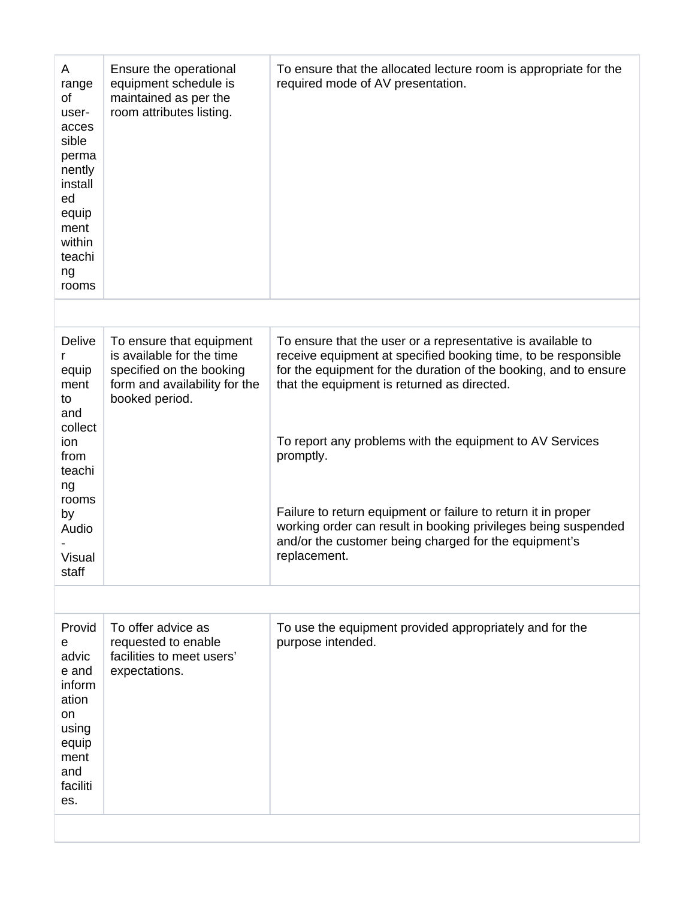| | | |
|---|---|---|
| A range of user-accessible permanently installed equipment within teaching rooms | Ensure the operational equipment schedule is maintained as per the room attributes listing. | To ensure that the allocated lecture room is appropriate for the required mode of AV presentation. |
| | | |
| Deliver equipment to and collection from teaching rooms by Audio-Visual staff | To ensure that equipment is available for the time specified on the booking form and availability for the booked period. | To ensure that the user or a representative is available to receive equipment at specified booking time, to be responsible for the equipment for the duration of the booking, and to ensure that the equipment is returned as directed.<br><br>To report any problems with the equipment to AV Services promptly.<br><br>Failure to return equipment or failure to return it in proper working order can result in booking privileges being suspended and/or the customer being charged for the equipment's replacement. |
| | | |
| Provide advice and information on using equipment and facilities. | To offer advice as requested to enable facilities to meet users' expectations. | To use the equipment provided appropriately and for the purpose intended. |
| | | |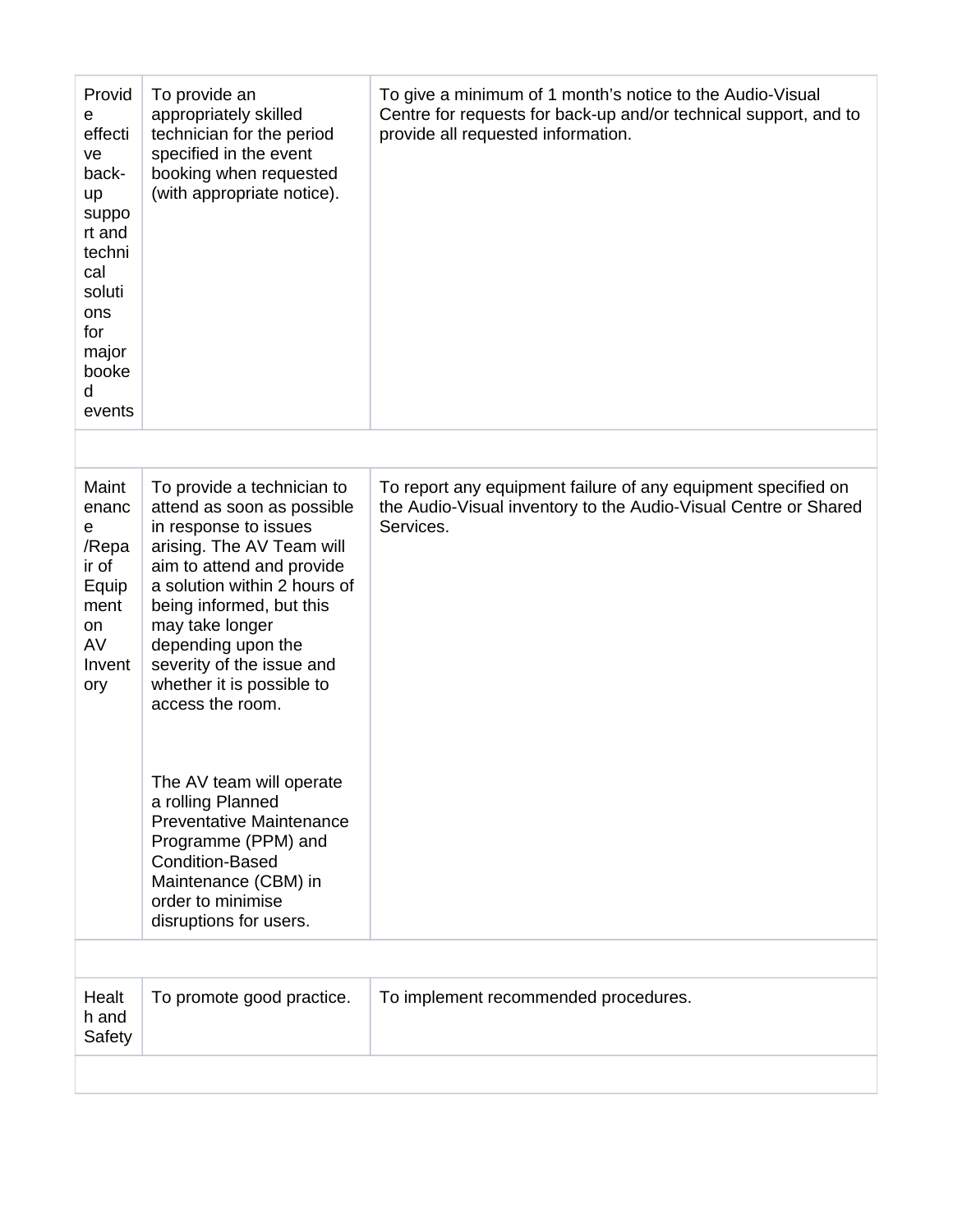| | | |
|---|---|---|
| Provide effective back-up support and technical solutions for major booked events | To provide an appropriately skilled technician for the period specified in the event booking when requested (with appropriate notice). | To give a minimum of 1 month's notice to the Audio-Visual Centre for requests for back-up and/or technical support, and to provide all requested information. |
| | | |
| Maintenance /Repair of Equipment on AV Inventory | To provide a technician to attend as soon as possible in response to issues arising. The AV Team will aim to attend and provide a solution within 2 hours of being informed, but this may take longer depending upon the severity of the issue and whether it is possible to access the room.<br><br>The AV team will operate a rolling Planned Preventative Maintenance Programme (PPM) and Condition-Based Maintenance (CBM) in order to minimise disruptions for users. | To report any equipment failure of any equipment specified on the Audio-Visual inventory to the Audio-Visual Centre or Shared Services. |
| | | |
| Health and Safety | To promote good practice. | To implement recommended procedures. |
| | | |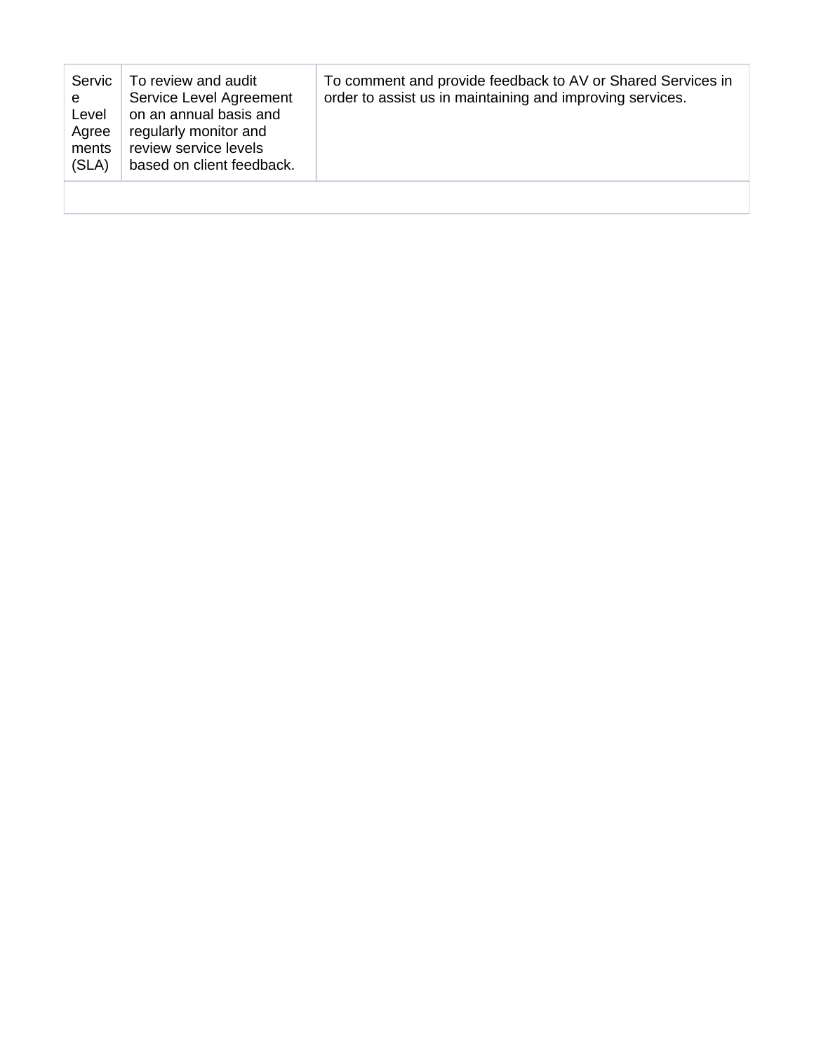| | | |
|---|---|---|
| Service Level Agreements (SLA) | To review and audit Service Level Agreement on an annual basis and regularly monitor and review service levels based on client feedback. | To comment and provide feedback to AV or Shared Services in order to assist us in maintaining and improving services. |
| | | |